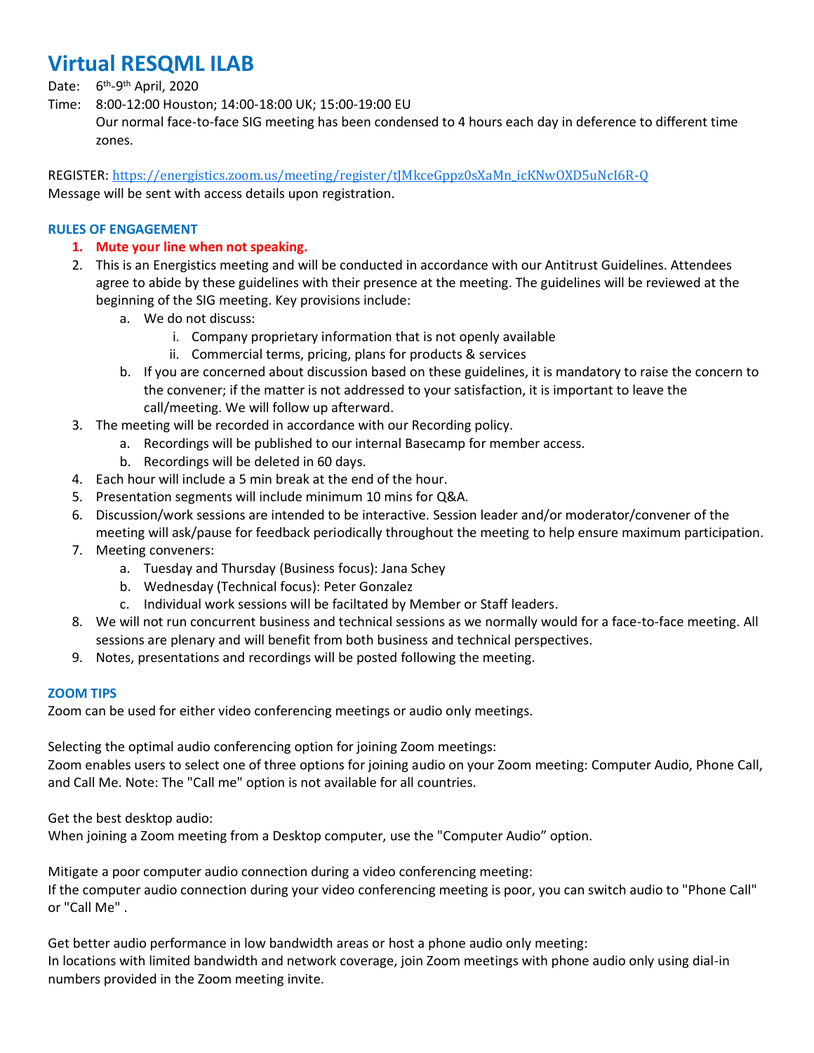# Virtual RESQML ILAB

Date: 6th-9th April, 2020

Time: 8:00-12:00 Houston; 14:00-18:00 UK; 15:00-19:00 EU

Our normal face-to-face SIG meeting has been condensed to 4 hours each day in deference to different time zones.

REGISTER: https://energistics.zoom.us/meeting/register/tJMkceGppz0sXaMn_icKNwOXD5uNcI6R-Q

Message will be sent with access details upon registration.

### RULES OF ENGAGEMENT

1. **Mute your line when not speaking.**
2. This is an Energistics meeting and will be conducted in accordance with our Antitrust Guidelines. Attendees agree to abide by these guidelines with their presence at the meeting. The guidelines will be reviewed at the beginning of the SIG meeting. Key provisions include:
   a. We do not discuss:
      i. Company proprietary information that is not openly available
      ii. Commercial terms, pricing, plans for products & services
   b. If you are concerned about discussion based on these guidelines, it is mandatory to raise the concern to the convener; if the matter is not addressed to your satisfaction, it is important to leave the call/meeting. We will follow up afterward.
3. The meeting will be recorded in accordance with our Recording policy.
   a. Recordings will be published to our internal Basecamp for member access.
   b. Recordings will be deleted in 60 days.
4. Each hour will include a 5 min break at the end of the hour.
5. Presentation segments will include minimum 10 mins for Q&A.
6. Discussion/work sessions are intended to be interactive. Session leader and/or moderator/convener of the meeting will ask/pause for feedback periodically throughout the meeting to help ensure maximum participation.
7. Meeting conveners:
   a. Tuesday and Thursday (Business focus): Jana Schey
   b. Wednesday (Technical focus): Peter Gonzalez
   c. Individual work sessions will be faciltated by Member or Staff leaders.
8. We will not run concurrent business and technical sessions as we normally would for a face-to-face meeting. All sessions are plenary and will benefit from both business and technical perspectives.
9. Notes, presentations and recordings will be posted following the meeting.

### ZOOM TIPS

Zoom can be used for either video conferencing meetings or audio only meetings.

Selecting the optimal audio conferencing option for joining Zoom meetings:
Zoom enables users to select one of three options for joining audio on your Zoom meeting: Computer Audio, Phone Call, and Call Me. Note: The "Call me" option is not available for all countries.

Get the best desktop audio:
When joining a Zoom meeting from a Desktop computer, use the "Computer Audio" option.

Mitigate a poor computer audio connection during a video conferencing meeting:
If the computer audio connection during your video conferencing meeting is poor, you can switch audio to "Phone Call" or "Call Me" .

Get better audio performance in low bandwidth areas or host a phone audio only meeting:
In locations with limited bandwidth and network coverage, join Zoom meetings with phone audio only using dial-in numbers provided in the Zoom meeting invite.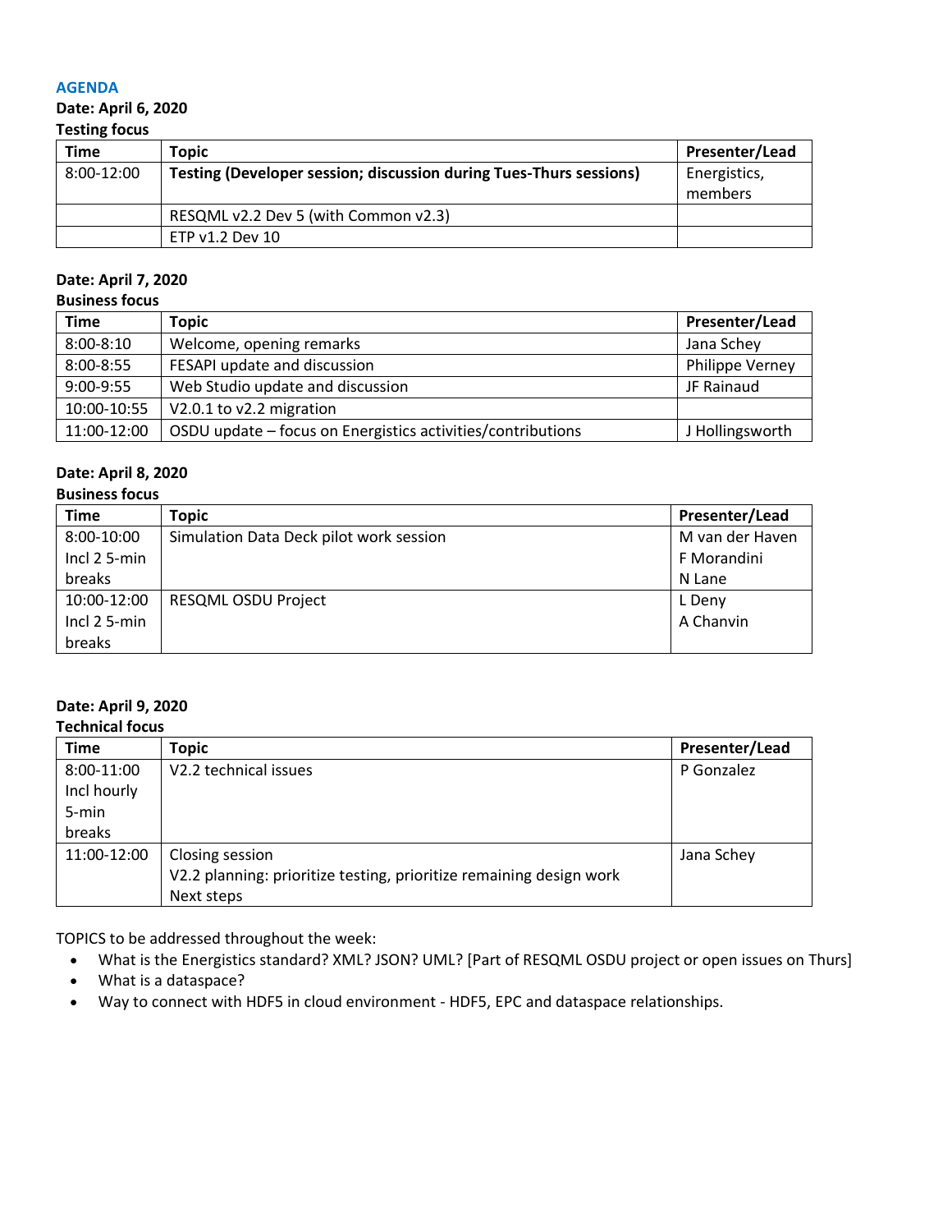## AGENDA

**Date: April 6, 2020**

**Testing focus**

| Time | Topic | Presenter/Lead |
|---|---|---|
| 8:00-12:00 | **Testing (Developer session; discussion during Tues-Thurs sessions)** | Energistics, members |
| | RESQML v2.2 Dev 5 (with Common v2.3) | |
| | ETP v1.2 Dev 10 | |

**Date: April 7, 2020**

**Business focus**

| Time | Topic | Presenter/Lead |
|---|---|---|
| 8:00-8:10 | Welcome, opening remarks | Jana Schey |
| 8:00-8:55 | FESAPI update and discussion | Philippe Verney |
| 9:00-9:55 | Web Studio update and discussion | JF Rainaud |
| 10:00-10:55 | V2.0.1 to v2.2 migration | |
| 11:00-12:00 | OSDU update – focus on Energistics activities/contributions | J Hollingsworth |

**Date: April 8, 2020**

**Business focus**

| Time | Topic | Presenter/Lead |
|---|---|---|
| 8:00-10:00 Incl 2 5-min breaks | Simulation Data Deck pilot work session | M van der Haven<br>F Morandini<br>N Lane |
| 10:00-12:00 Incl 2 5-min breaks | RESQML OSDU Project | L Deny<br>A Chanvin |

**Date: April 9, 2020**

**Technical focus**

| Time | Topic | Presenter/Lead |
|---|---|---|
| 8:00-11:00 Incl hourly 5-min breaks | V2.2 technical issues | P Gonzalez |
| 11:00-12:00 | Closing session<br>V2.2 planning: prioritize testing, prioritize remaining design work<br>Next steps | Jana Schey |

TOPICS to be addressed throughout the week:

- What is the Energistics standard? XML? JSON? UML? [Part of RESQML OSDU project or open issues on Thurs]
- What is a dataspace?
- Way to connect with HDF5 in cloud environment - HDF5, EPC and dataspace relationships.